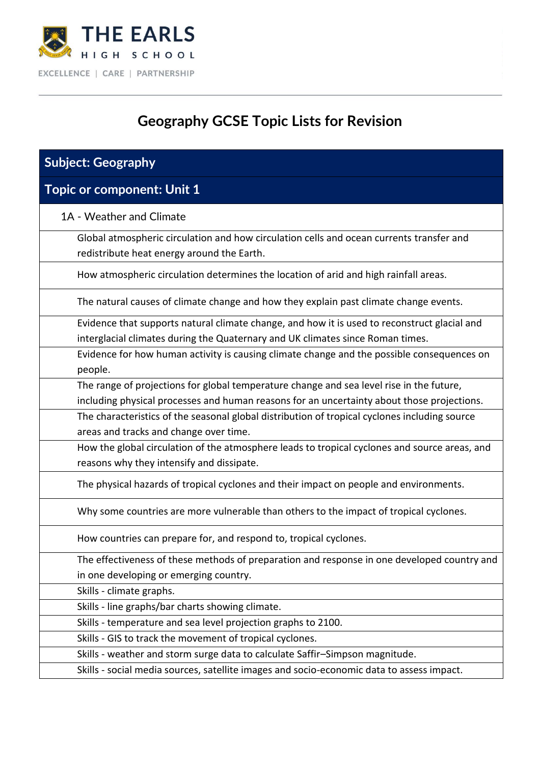**THE EARLS**
HIGH SCHOOL

EXCELLENCE | CARE | PARTNERSHIP

# Geography GCSE Topic Lists for Revision

| Subject: Geography |
| --- |
| **Topic or component: Unit 1** |
| 1A - Weather and Climate |
| Global atmospheric circulation and how circulation cells and ocean currents transfer and redistribute heat energy around the Earth. |
| How atmospheric circulation determines the location of arid and high rainfall areas. |
| The natural causes of climate change and how they explain past climate change events. |
| Evidence that supports natural climate change, and how it is used to reconstruct glacial and interglacial climates during the Quaternary and UK climates since Roman times. |
| Evidence for how human activity is causing climate change and the possible consequences on people. |
| The range of projections for global temperature change and sea level rise in the future, including physical processes and human reasons for an uncertainty about those projections. |
| The characteristics of the seasonal global distribution of tropical cyclones including source areas and tracks and change over time. |
| How the global circulation of the atmosphere leads to tropical cyclones and source areas, and reasons why they intensify and dissipate. |
| The physical hazards of tropical cyclones and their impact on people and environments. |
| Why some countries are more vulnerable than others to the impact of tropical cyclones. |
| How countries can prepare for, and respond to, tropical cyclones. |
| The effectiveness of these methods of preparation and response in one developed country and in one developing or emerging country. |
| Skills - climate graphs. |
| Skills - line graphs/bar charts showing climate. |
| Skills - temperature and sea level projection graphs to 2100. |
| Skills - GIS to track the movement of tropical cyclones. |
| Skills - weather and storm surge data to calculate Saffir–Simpson magnitude. |
| Skills - social media sources, satellite images and socio-economic data to assess impact. |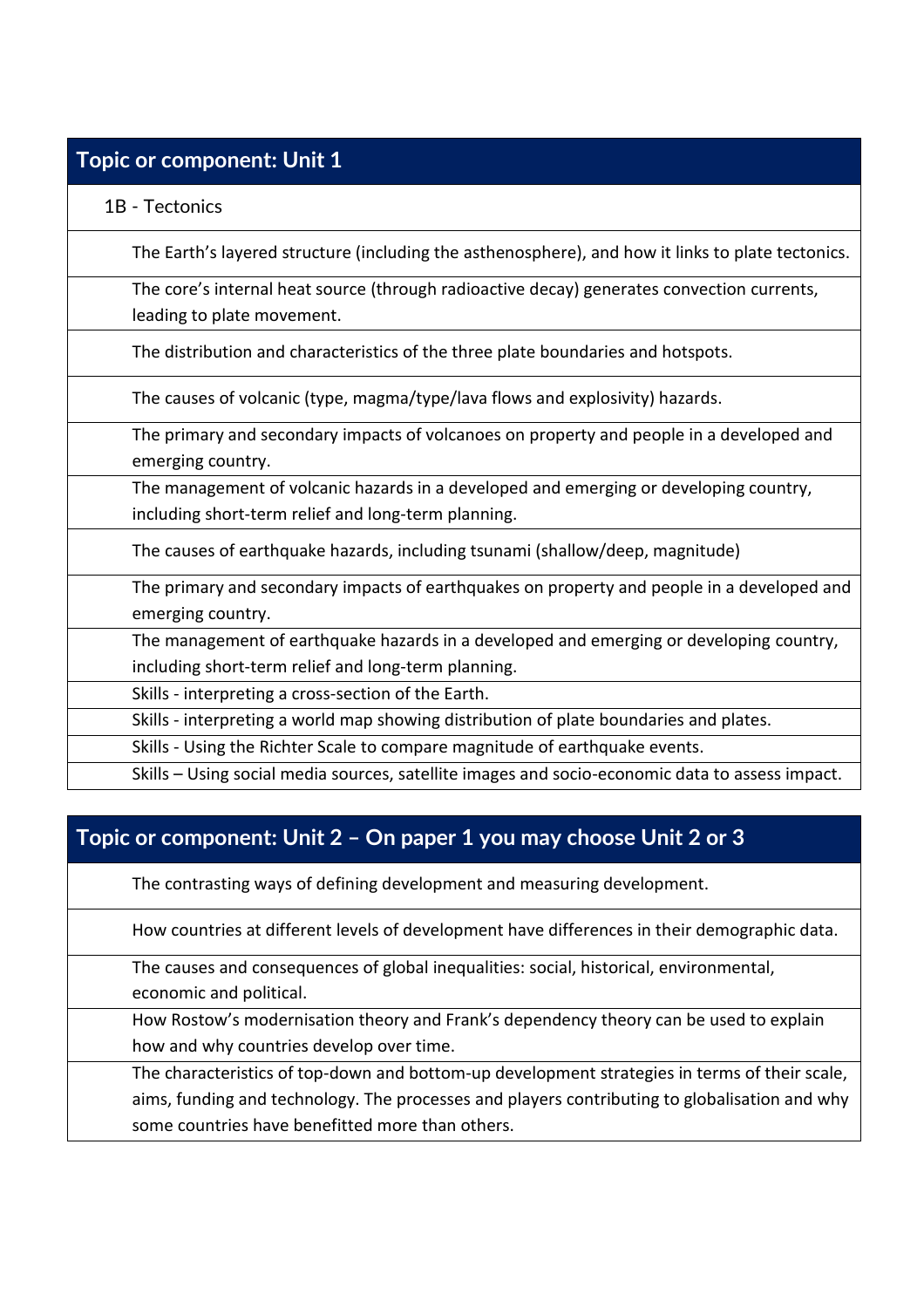| Topic or component: Unit 1 |
|---|
| 1B - Tectonics |
| The Earth's layered structure (including the asthenosphere), and how it links to plate tectonics. |
| The core's internal heat source (through radioactive decay) generates convection currents, leading to plate movement. |
| The distribution and characteristics of the three plate boundaries and hotspots. |
| The causes of volcanic (type, magma/type/lava flows and explosivity) hazards. |
| The primary and secondary impacts of volcanoes on property and people in a developed and emerging country. |
| The management of volcanic hazards in a developed and emerging or developing country, including short-term relief and long-term planning. |
| The causes of earthquake hazards, including tsunami (shallow/deep, magnitude) |
| The primary and secondary impacts of earthquakes on property and people in a developed and emerging country. |
| The management of earthquake hazards in a developed and emerging or developing country, including short-term relief and long-term planning. |
| Skills - interpreting a cross-section of the Earth. |
| Skills - interpreting a world map showing distribution of plate boundaries and plates. |
| Skills - Using the Richter Scale to compare magnitude of earthquake events. |
| Skills – Using social media sources, satellite images and socio-economic data to assess impact. |

| Topic or component: Unit 2 – On paper 1 you may choose Unit 2 or 3 |
|---|
| The contrasting ways of defining development and measuring development. |
| How countries at different levels of development have differences in their demographic data. |
| The causes and consequences of global inequalities: social, historical, environmental, economic and political. |
| How Rostow's modernisation theory and Frank's dependency theory can be used to explain how and why countries develop over time. |
| The characteristics of top-down and bottom-up development strategies in terms of their scale, aims, funding and technology. The processes and players contributing to globalisation and why some countries have benefitted more than others. |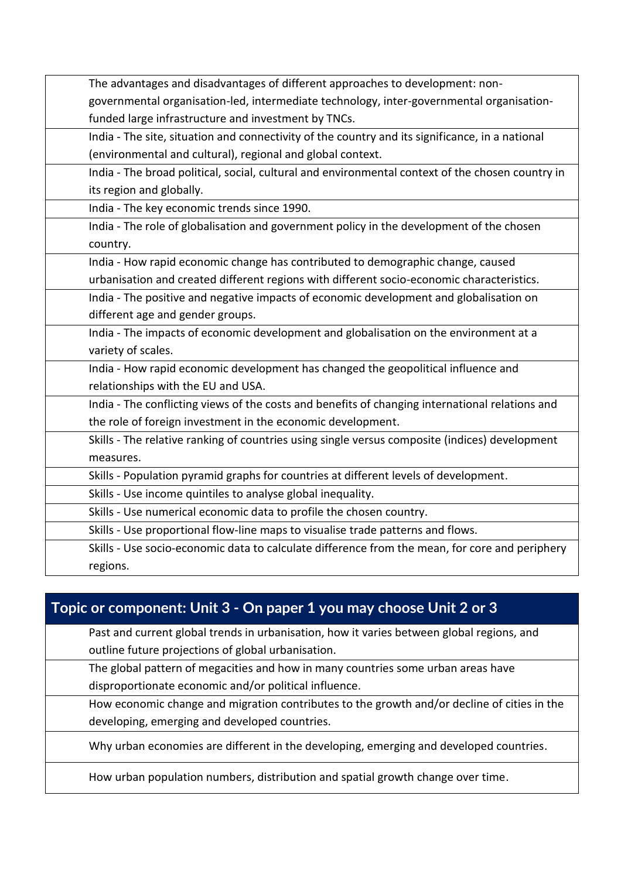| | |
|---|---|
| | The advantages and disadvantages of different approaches to development: non-governmental organisation-led, intermediate technology, inter-governmental organisation-funded large infrastructure and investment by TNCs. |
| | India - The site, situation and connectivity of the country and its significance, in a national (environmental and cultural), regional and global context. |
| | India - The broad political, social, cultural and environmental context of the chosen country in its region and globally. |
| | India - The key economic trends since 1990. |
| | India - The role of globalisation and government policy in the development of the chosen country. |
| | India - How rapid economic change has contributed to demographic change, caused urbanisation and created different regions with different socio-economic characteristics. |
| | India - The positive and negative impacts of economic development and globalisation on different age and gender groups. |
| | India - The impacts of economic development and globalisation on the environment at a variety of scales. |
| | India - How rapid economic development has changed the geopolitical influence and relationships with the EU and USA. |
| | India - The conflicting views of the costs and benefits of changing international relations and the role of foreign investment in the economic development. |
| | Skills - The relative ranking of countries using single versus composite (indices) development measures. |
| | Skills - Population pyramid graphs for countries at different levels of development. |
| | Skills - Use income quintiles to analyse global inequality. |
| | Skills - Use numerical economic data to profile the chosen country. |
| | Skills - Use proportional flow-line maps to visualise trade patterns and flows. |
| | Skills - Use socio-economic data to calculate difference from the mean, for core and periphery regions. |

## Topic or component: Unit 3 - On paper 1 you may choose Unit 2 or 3

| | |
|---|---|
| | Past and current global trends in urbanisation, how it varies between global regions, and outline future projections of global urbanisation. |
| | The global pattern of megacities and how in many countries some urban areas have disproportionate economic and/or political influence. |
| | How economic change and migration contributes to the growth and/or decline of cities in the developing, emerging and developed countries. |
| | Why urban economies are different in the developing, emerging and developed countries. |
| | How urban population numbers, distribution and spatial growth change over time. |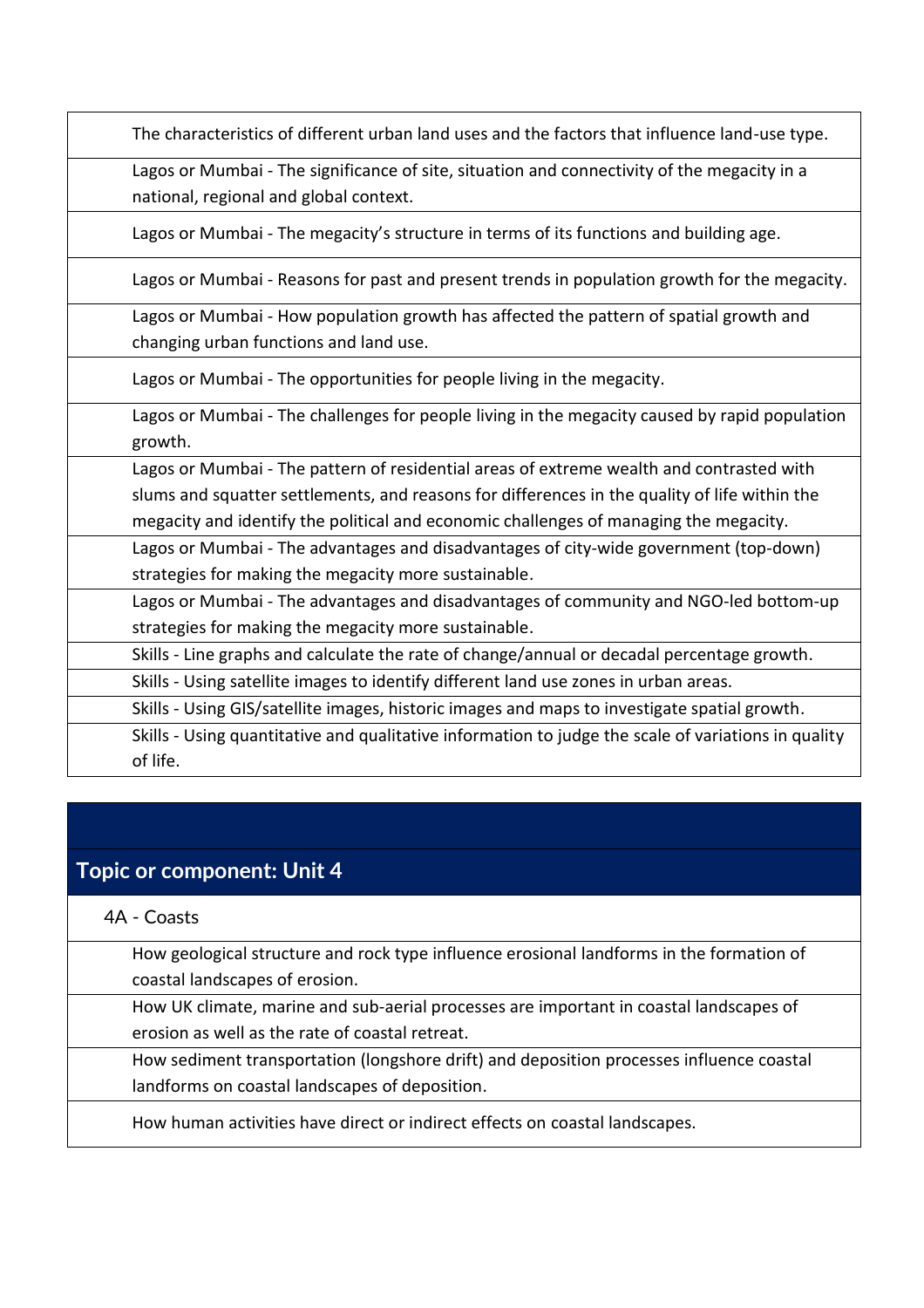| |
|---|
| The characteristics of different urban land uses and the factors that influence land-use type. |
| Lagos or Mumbai - The significance of site, situation and connectivity of the megacity in a national, regional and global context. |
| Lagos or Mumbai - The megacity's structure in terms of its functions and building age. |
| Lagos or Mumbai - Reasons for past and present trends in population growth for the megacity. |
| Lagos or Mumbai - How population growth has affected the pattern of spatial growth and changing urban functions and land use. |
| Lagos or Mumbai - The opportunities for people living in the megacity. |
| Lagos or Mumbai - The challenges for people living in the megacity caused by rapid population growth. |
| Lagos or Mumbai - The pattern of residential areas of extreme wealth and contrasted with slums and squatter settlements, and reasons for differences in the quality of life within the megacity and identify the political and economic challenges of managing the megacity. |
| Lagos or Mumbai - The advantages and disadvantages of city-wide government (top-down) strategies for making the megacity more sustainable. |
| Lagos or Mumbai - The advantages and disadvantages of community and NGO-led bottom-up strategies for making the megacity more sustainable. |
| Skills - Line graphs and calculate the rate of change/annual or decadal percentage growth. |
| Skills - Using satellite images to identify different land use zones in urban areas. |
| Skills - Using GIS/satellite images, historic images and maps to investigate spatial growth. |
| Skills - Using quantitative and qualitative information to judge the scale of variations in quality of life. |

## Topic or component: Unit 4

| 4A - Coasts |
|---|
| How geological structure and rock type influence erosional landforms in the formation of coastal landscapes of erosion. |
| How UK climate, marine and sub-aerial processes are important in coastal landscapes of erosion as well as the rate of coastal retreat. |
| How sediment transportation (longshore drift) and deposition processes influence coastal landforms on coastal landscapes of deposition. |
| How human activities have direct or indirect effects on coastal landscapes. |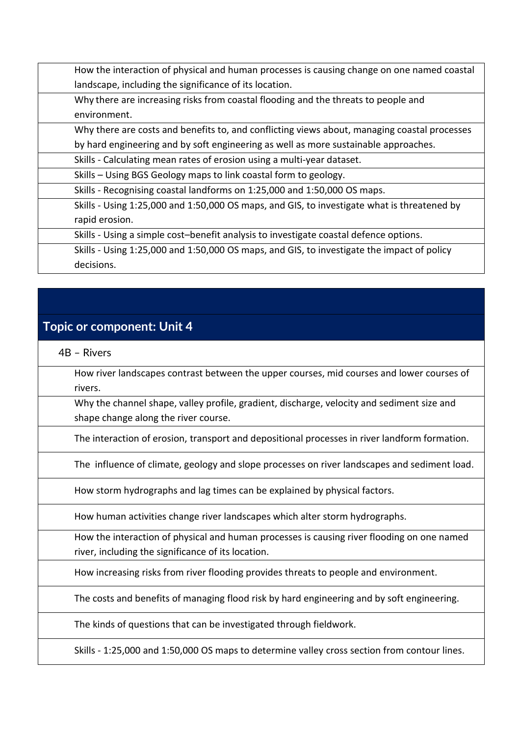| |
|---|
| How the interaction of physical and human processes is causing change on one named coastal landscape, including the significance of its location. |
| Why there are increasing risks from coastal flooding and the threats to people and environment. |
| Why there are costs and benefits to, and conflicting views about, managing coastal processes by hard engineering and by soft engineering as well as more sustainable approaches. |
| Skills - Calculating mean rates of erosion using a multi-year dataset. |
| Skills – Using BGS Geology maps to link coastal form to geology. |
| Skills - Recognising coastal landforms on 1:25,000 and 1:50,000 OS maps. |
| Skills - Using 1:25,000 and 1:50,000 OS maps, and GIS, to investigate what is threatened by rapid erosion. |
| Skills - Using a simple cost–benefit analysis to investigate coastal defence options. |
| Skills - Using 1:25,000 and 1:50,000 OS maps, and GIS, to investigate the impact of policy decisions. |

## Topic or component: Unit 4

| 4B – Rivers |
|---|
| How river landscapes contrast between the upper courses, mid courses and lower courses of rivers. |
| Why the channel shape, valley profile, gradient, discharge, velocity and sediment size and shape change along the river course. |
| The interaction of erosion, transport and depositional processes in river landform formation. |
| The influence of climate, geology and slope processes on river landscapes and sediment load. |
| How storm hydrographs and lag times can be explained by physical factors. |
| How human activities change river landscapes which alter storm hydrographs. |
| How the interaction of physical and human processes is causing river flooding on one named river, including the significance of its location. |
| How increasing risks from river flooding provides threats to people and environment. |
| The costs and benefits of managing flood risk by hard engineering and by soft engineering. |
| The kinds of questions that can be investigated through fieldwork. |
| Skills - 1:25,000 and 1:50,000 OS maps to determine valley cross section from contour lines. |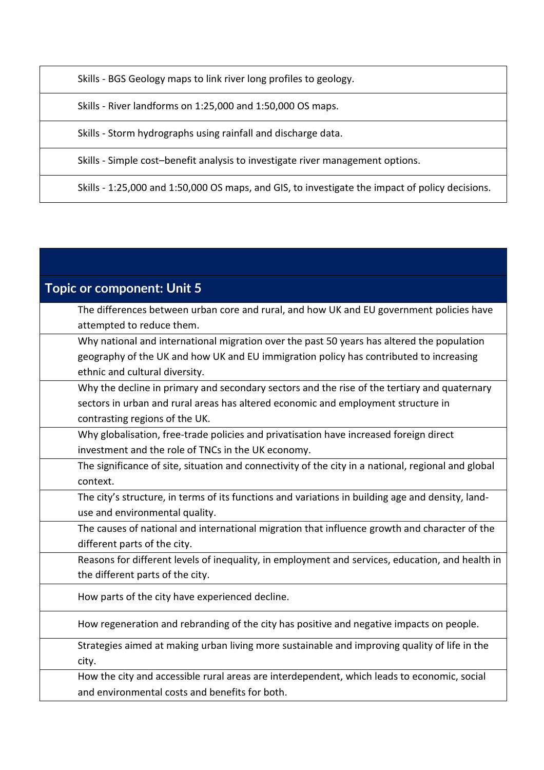| |
|---|
| Skills - BGS Geology maps to link river long profiles to geology. |
| Skills - River landforms on 1:25,000 and 1:50,000 OS maps. |
| Skills - Storm hydrographs using rainfall and discharge data. |
| Skills - Simple cost–benefit analysis to investigate river management options. |
| Skills - 1:25,000 and 1:50,000 OS maps, and GIS, to investigate the impact of policy decisions. |

## Topic or component: Unit 5

| |
|---|
| The differences between urban core and rural, and how UK and EU government policies have attempted to reduce them. |
| Why national and international migration over the past 50 years has altered the population geography of the UK and how UK and EU immigration policy has contributed to increasing ethnic and cultural diversity. |
| Why the decline in primary and secondary sectors and the rise of the tertiary and quaternary sectors in urban and rural areas has altered economic and employment structure in contrasting regions of the UK. |
| Why globalisation, free-trade policies and privatisation have increased foreign direct investment and the role of TNCs in the UK economy. |
| The significance of site, situation and connectivity of the city in a national, regional and global context. |
| The city's structure, in terms of its functions and variations in building age and density, land-use and environmental quality. |
| The causes of national and international migration that influence growth and character of the different parts of the city. |
| Reasons for different levels of inequality, in employment and services, education, and health in the different parts of the city. |
| How parts of the city have experienced decline. |
| How regeneration and rebranding of the city has positive and negative impacts on people. |
| Strategies aimed at making urban living more sustainable and improving quality of life in the city. |
| How the city and accessible rural areas are interdependent, which leads to economic, social and environmental costs and benefits for both. |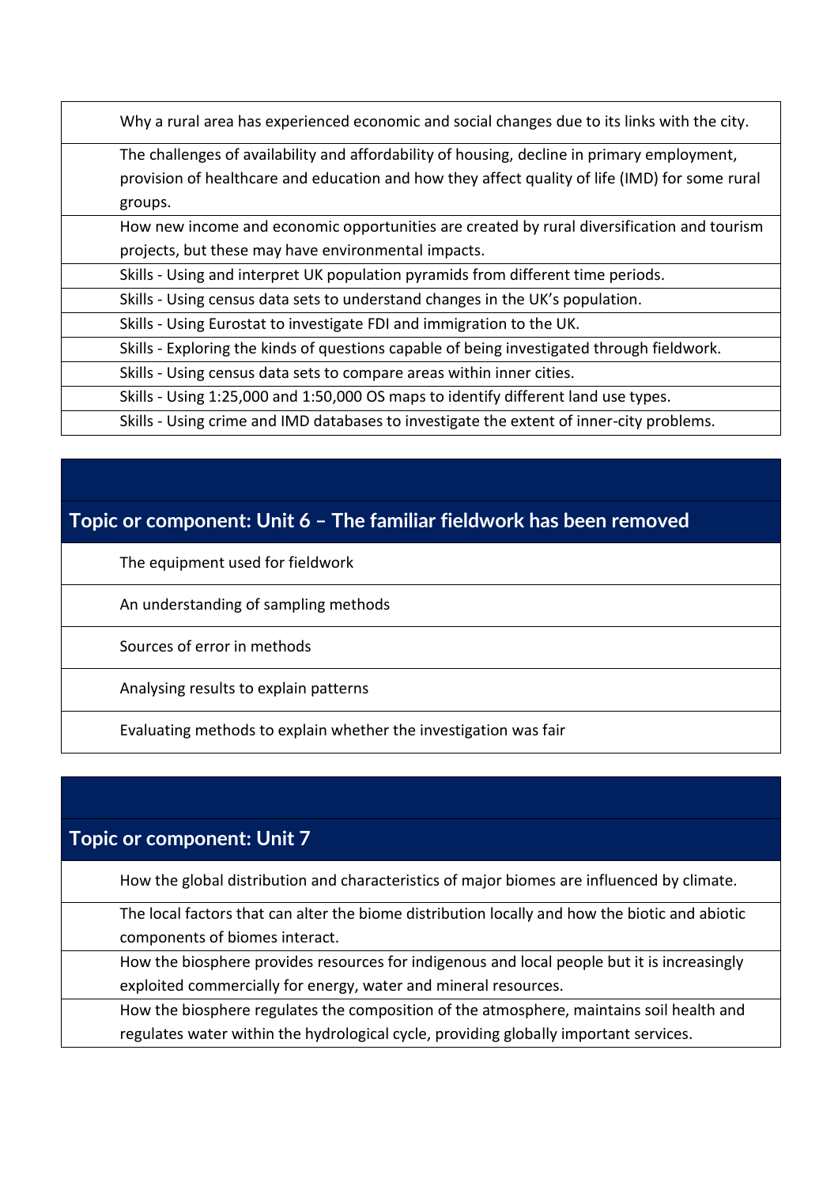| |
|---|
| Why a rural area has experienced economic and social changes due to its links with the city. |
| The challenges of availability and affordability of housing, decline in primary employment, provision of healthcare and education and how they affect quality of life (IMD) for some rural groups. |
| How new income and economic opportunities are created by rural diversification and tourism projects, but these may have environmental impacts. |
| Skills - Using and interpret UK population pyramids from different time periods. |
| Skills - Using census data sets to understand changes in the UK's population. |
| Skills - Using Eurostat to investigate FDI and immigration to the UK. |
| Skills - Exploring the kinds of questions capable of being investigated through fieldwork. |
| Skills - Using census data sets to compare areas within inner cities. |
| Skills - Using 1:25,000 and 1:50,000 OS maps to identify different land use types. |
| Skills - Using crime and IMD databases to investigate the extent of inner-city problems. |

## Topic or component: Unit 6 – The familiar fieldwork has been removed

| |
|---|
| The equipment used for fieldwork |
| An understanding of sampling methods |
| Sources of error in methods |
| Analysing results to explain patterns |
| Evaluating methods to explain whether the investigation was fair |

## Topic or component: Unit 7

| |
|---|
| How the global distribution and characteristics of major biomes are influenced by climate. |
| The local factors that can alter the biome distribution locally and how the biotic and abiotic components of biomes interact. |
| How the biosphere provides resources for indigenous and local people but it is increasingly exploited commercially for energy, water and mineral resources. |
| How the biosphere regulates the composition of the atmosphere, maintains soil health and regulates water within the hydrological cycle, providing globally important services. |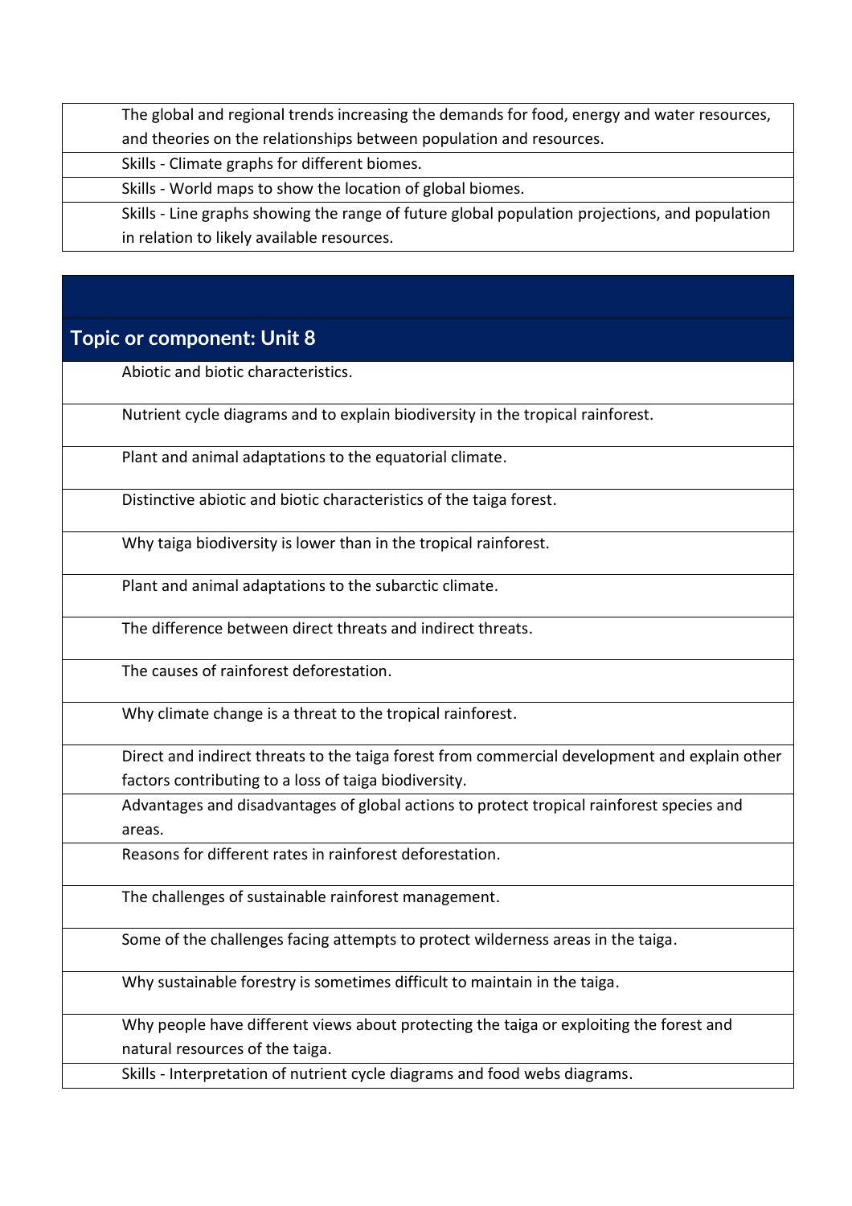| |
|---|
| The global and regional trends increasing the demands for food, energy and water resources, and theories on the relationships between population and resources. |
| Skills - Climate graphs for different biomes. |
| Skills - World maps to show the location of global biomes. |
| Skills - Line graphs showing the range of future global population projections, and population in relation to likely available resources. |

## Topic or component: Unit 8

| |
|---|
| Abiotic and biotic characteristics. |
| Nutrient cycle diagrams and to explain biodiversity in the tropical rainforest. |
| Plant and animal adaptations to the equatorial climate. |
| Distinctive abiotic and biotic characteristics of the taiga forest. |
| Why taiga biodiversity is lower than in the tropical rainforest. |
| Plant and animal adaptations to the subarctic climate. |
| The difference between direct threats and indirect threats. |
| The causes of rainforest deforestation. |
| Why climate change is a threat to the tropical rainforest. |
| Direct and indirect threats to the taiga forest from commercial development and explain other factors contributing to a loss of taiga biodiversity. |
| Advantages and disadvantages of global actions to protect tropical rainforest species and areas. |
| Reasons for different rates in rainforest deforestation. |
| The challenges of sustainable rainforest management. |
| Some of the challenges facing attempts to protect wilderness areas in the taiga. |
| Why sustainable forestry is sometimes difficult to maintain in the taiga. |
| Why people have different views about protecting the taiga or exploiting the forest and natural resources of the taiga. |
| Skills - Interpretation of nutrient cycle diagrams and food webs diagrams. |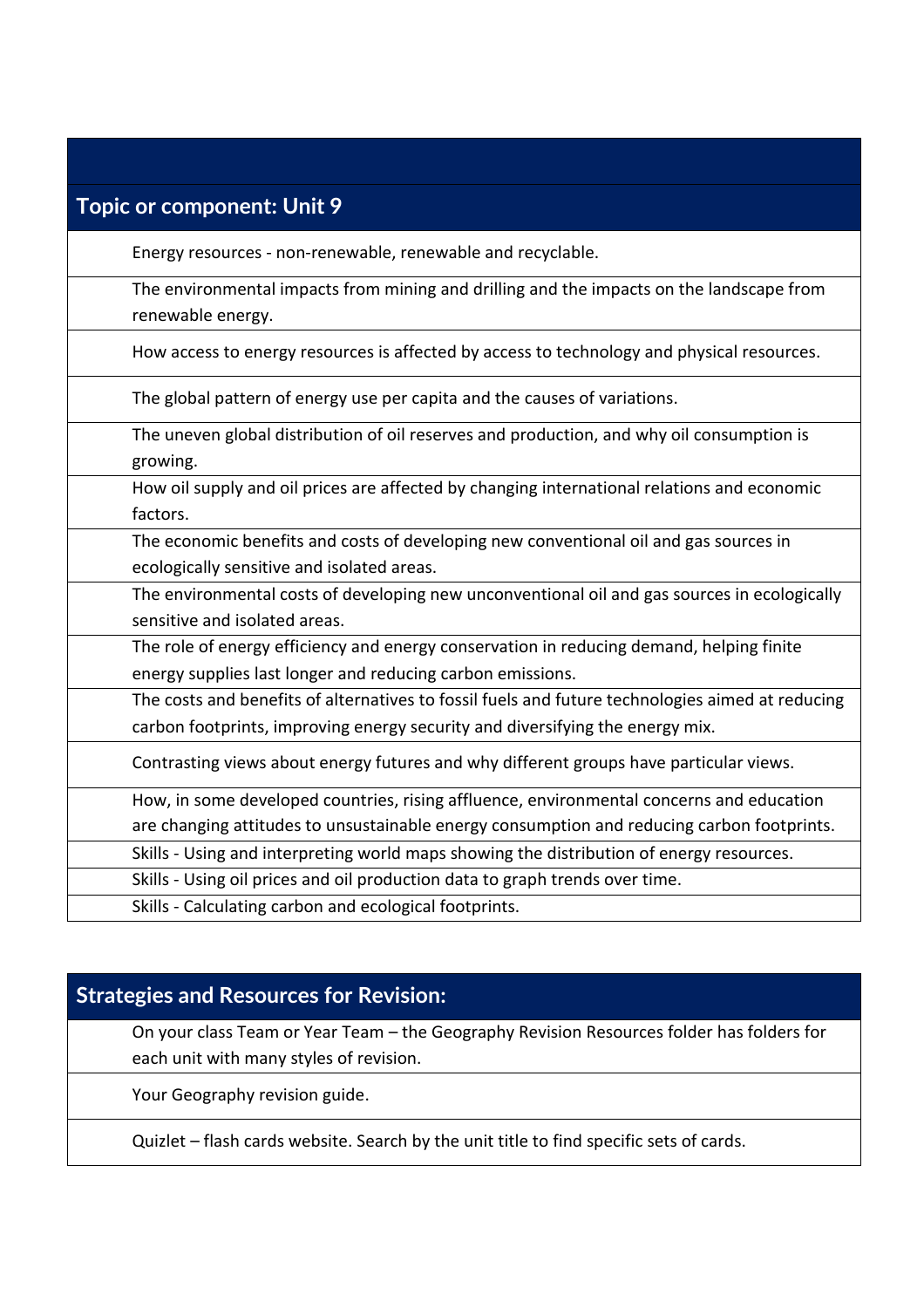| Topic or component: Unit 9 |
| --- |
| Energy resources - non-renewable, renewable and recyclable. |
| The environmental impacts from mining and drilling and the impacts on the landscape from renewable energy. |
| How access to energy resources is affected by access to technology and physical resources. |
| The global pattern of energy use per capita and the causes of variations. |
| The uneven global distribution of oil reserves and production, and why oil consumption is growing. |
| How oil supply and oil prices are affected by changing international relations and economic factors. |
| The economic benefits and costs of developing new conventional oil and gas sources in ecologically sensitive and isolated areas. |
| The environmental costs of developing new unconventional oil and gas sources in ecologically sensitive and isolated areas. |
| The role of energy efficiency and energy conservation in reducing demand, helping finite energy supplies last longer and reducing carbon emissions. |
| The costs and benefits of alternatives to fossil fuels and future technologies aimed at reducing carbon footprints, improving energy security and diversifying the energy mix. |
| Contrasting views about energy futures and why different groups have particular views. |
| How, in some developed countries, rising affluence, environmental concerns and education are changing attitudes to unsustainable energy consumption and reducing carbon footprints. |
| Skills - Using and interpreting world maps showing the distribution of energy resources. |
| Skills - Using oil prices and oil production data to graph trends over time. |
| Skills - Calculating carbon and ecological footprints. |

| Strategies and Resources for Revision: |
| --- |
| On your class Team or Year Team – the Geography Revision Resources folder has folders for each unit with many styles of revision. |
| Your Geography revision guide. |
| Quizlet – flash cards website. Search by the unit title to find specific sets of cards. |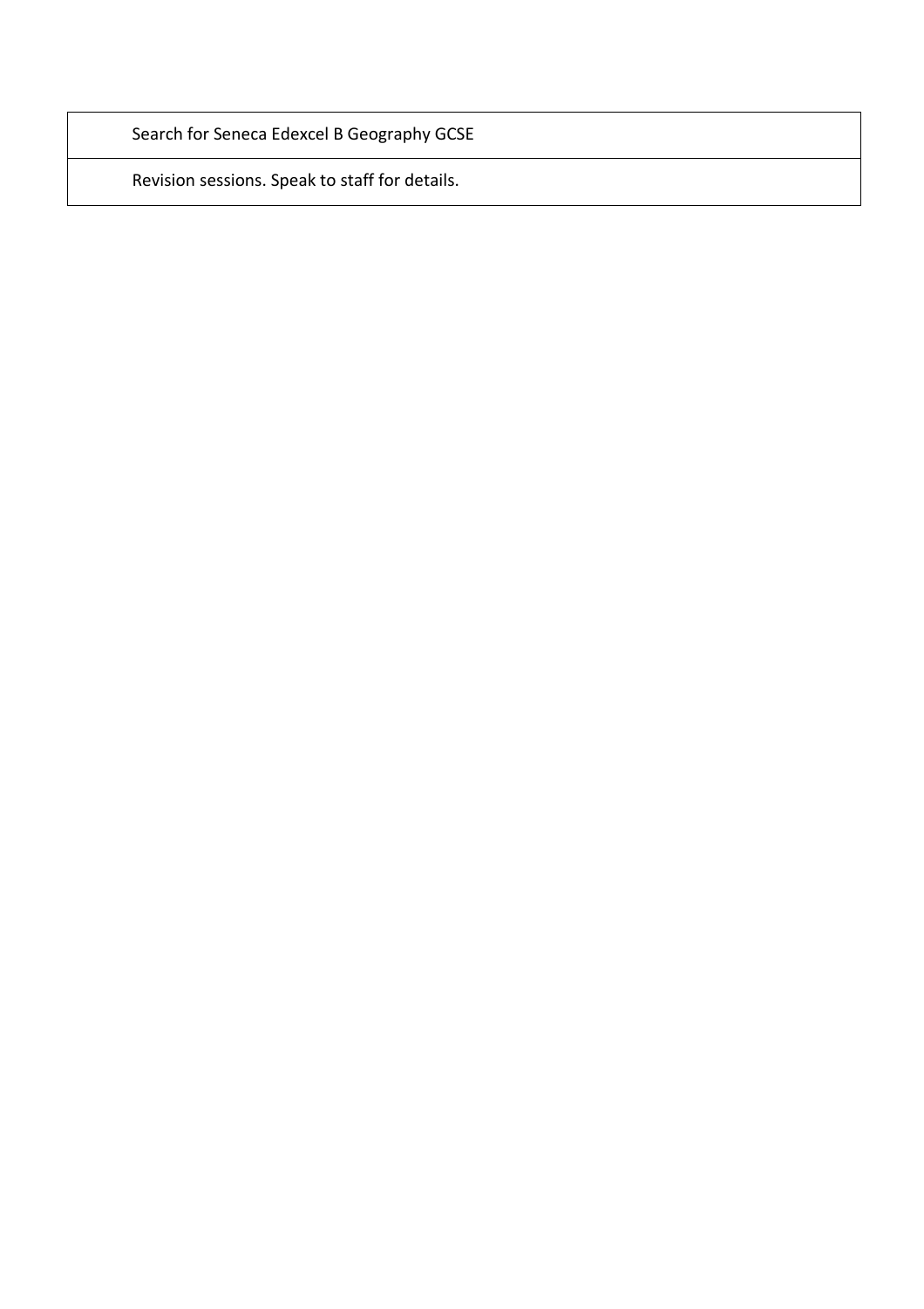| | |
|---|---|
| | Search for Seneca Edexcel B Geography GCSE |
| | Revision sessions. Speak to staff for details. |